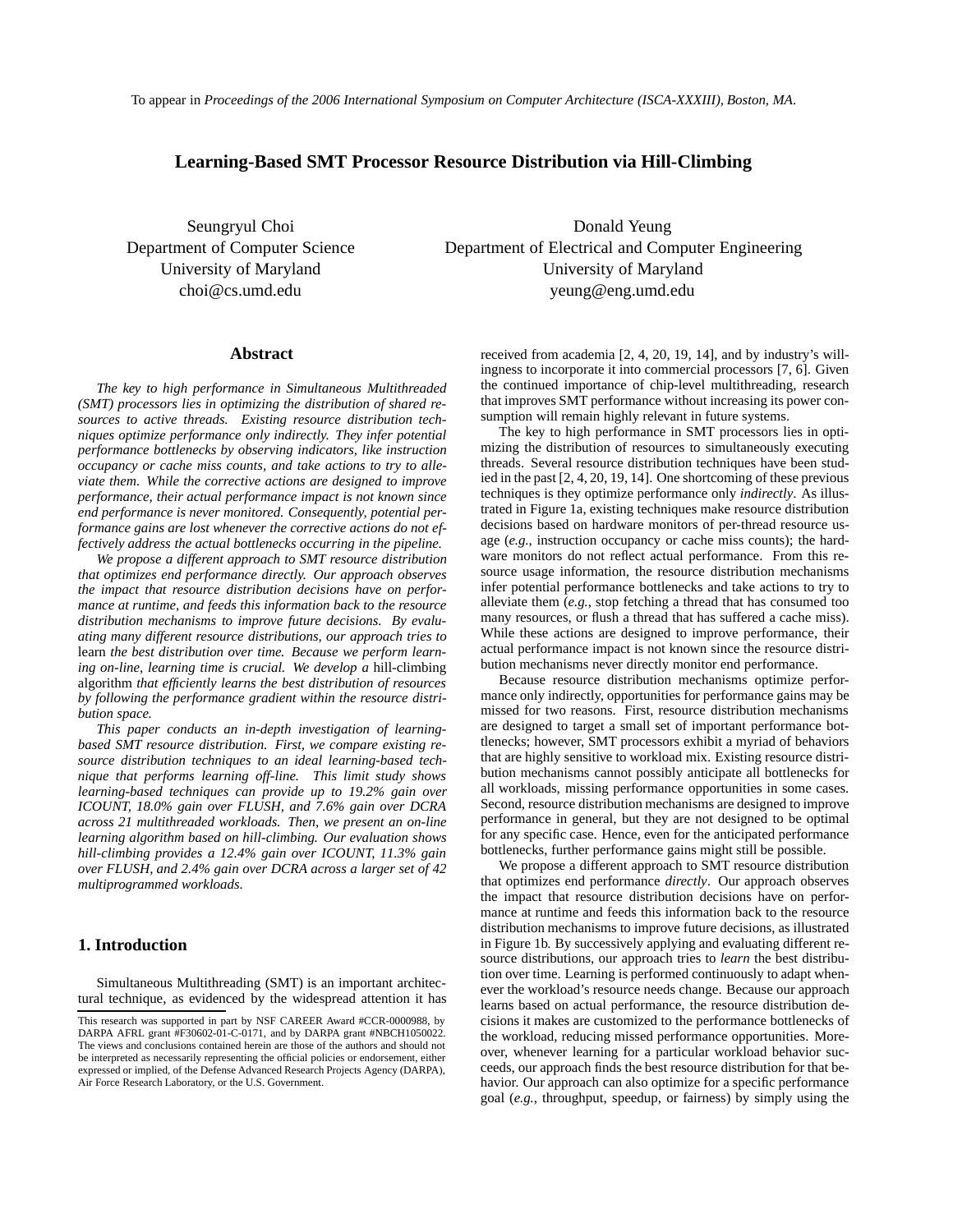To appear in *Proceedings of the 2006 International Symposium on Computer Architecture (ISCA-XXXIII), Boston, MA.*

# Learning-Based SMT Processor Resource Distribution via Hill-Climbing

Seungryul Choi
Department of Computer Science
University of Maryland
choi@cs.umd.edu

Donald Yeung
Department of Electrical and Computer Engineering
University of Maryland
yeung@eng.umd.edu

## Abstract

*The key to high performance in Simultaneous Multithreaded (SMT) processors lies in optimizing the distribution of shared resources to active threads. Existing resource distribution techniques optimize performance only indirectly. They infer potential performance bottlenecks by observing indicators, like instruction occupancy or cache miss counts, and take actions to try to alleviate them. While the corrective actions are designed to improve performance, their actual performance impact is not known since end performance is never monitored. Consequently, potential performance gains are lost whenever the corrective actions do not effectively address the actual bottlenecks occurring in the pipeline.*

*We propose a different approach to SMT resource distribution that optimizes end performance directly. Our approach observes the impact that resource distribution decisions have on performance at runtime, and feeds this information back to the resource distribution mechanisms to improve future decisions. By evaluating many different resource distributions, our approach tries to* learn *the best distribution over time. Because we perform learning on-line, learning time is crucial. We develop a* hill-climbing algorithm *that efficiently learns the best distribution of resources by following the performance gradient within the resource distribution space.*

*This paper conducts an in-depth investigation of learning-based SMT resource distribution. First, we compare existing resource distribution techniques to an ideal learning-based technique that performs learning off-line. This limit study shows learning-based techniques can provide up to 19.2% gain over ICOUNT, 18.0% gain over FLUSH, and 7.6% gain over DCRA across 21 multithreaded workloads. Then, we present an on-line learning algorithm based on hill-climbing. Our evaluation shows hill-climbing provides a 12.4% gain over ICOUNT, 11.3% gain over FLUSH, and 2.4% gain over DCRA across a larger set of 42 multiprogrammed workloads.*

## 1. Introduction

Simultaneous Multithreading (SMT) is an important architectural technique, as evidenced by the widespread attention it has received from academia [2, 4, 20, 19, 14], and by industry's willingness to incorporate it into commercial processors [7, 6]. Given the continued importance of chip-level multithreading, research that improves SMT performance without increasing its power consumption will remain highly relevant in future systems.

The key to high performance in SMT processors lies in optimizing the distribution of resources to simultaneously executing threads. Several resource distribution techniques have been studied in the past [2, 4, 20, 19, 14]. One shortcoming of these previous techniques is they optimize performance only *indirectly*. As illustrated in Figure 1a, existing techniques make resource distribution decisions based on hardware monitors of per-thread resource usage (*e.g.*, instruction occupancy or cache miss counts); the hardware monitors do not reflect actual performance. From this resource usage information, the resource distribution mechanisms infer potential performance bottlenecks and take actions to try to alleviate them (*e.g.*, stop fetching a thread that has consumed too many resources, or flush a thread that has suffered a cache miss). While these actions are designed to improve performance, their actual performance impact is not known since the resource distribution mechanisms never directly monitor end performance.

Because resource distribution mechanisms optimize performance only indirectly, opportunities for performance gains may be missed for two reasons. First, resource distribution mechanisms are designed to target a small set of important performance bottlenecks; however, SMT processors exhibit a myriad of behaviors that are highly sensitive to workload mix. Existing resource distribution mechanisms cannot possibly anticipate all bottlenecks for all workloads, missing performance opportunities in some cases. Second, resource distribution mechanisms are designed to improve performance in general, but they are not designed to be optimal for any specific case. Hence, even for the anticipated performance bottlenecks, further performance gains might still be possible.

We propose a different approach to SMT resource distribution that optimizes end performance *directly*. Our approach observes the impact that resource distribution decisions have on performance at runtime and feeds this information back to the resource distribution mechanisms to improve future decisions, as illustrated in Figure 1b. By successively applying and evaluating different resource distributions, our approach tries to *learn* the best distribution over time. Learning is performed continuously to adapt whenever the workload's resource needs change. Because our approach learns based on actual performance, the resource distribution decisions it makes are customized to the performance bottlenecks of the workload, reducing missed performance opportunities. Moreover, whenever learning for a particular workload behavior succeeds, our approach finds the best resource distribution for that behavior. Our approach can also optimize for a specific performance goal (*e.g.*, throughput, speedup, or fairness) by simply using the

This research was supported in part by NSF CAREER Award #CCR-0000988, by DARPA AFRL grant #F30602-01-C-0171, and by DARPA grant #NBCH1050022. The views and conclusions contained herein are those of the authors and should not be interpreted as necessarily representing the official policies or endorsement, either expressed or implied, of the Defense Advanced Research Projects Agency (DARPA), Air Force Research Laboratory, or the U.S. Government.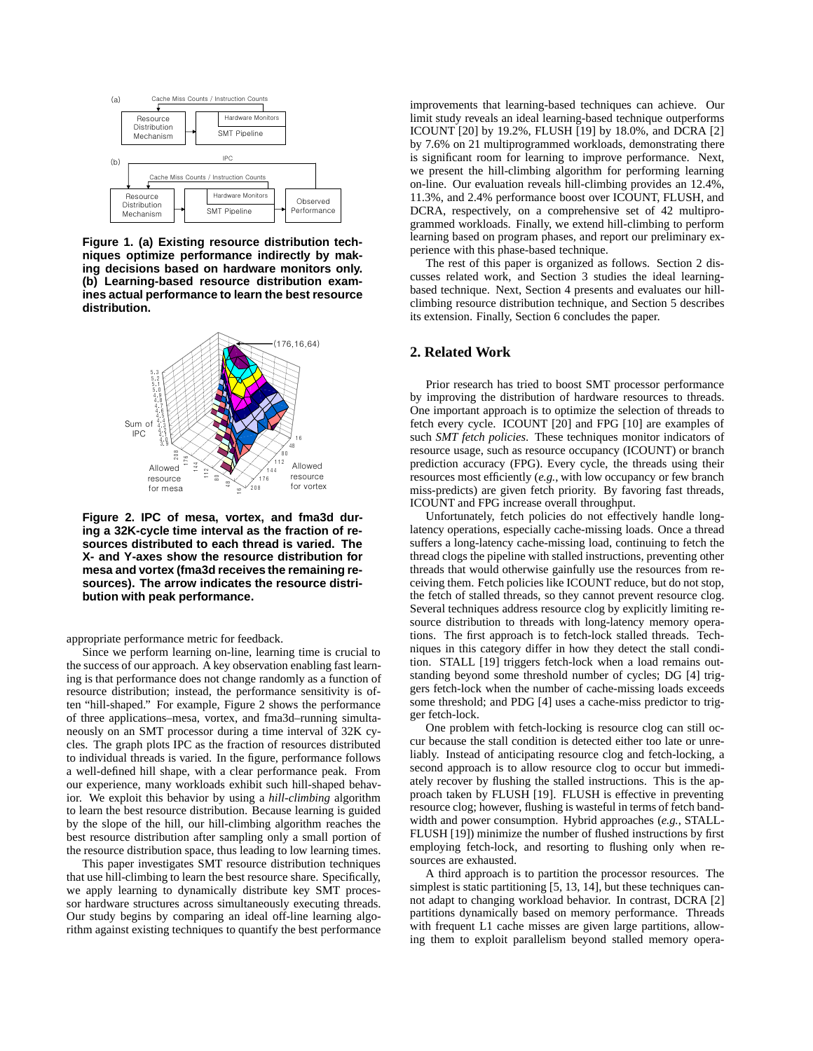**Figure 1. (a) Existing resource distribution techniques optimize performance indirectly by making decisions based on hardware monitors only. (b) Learning-based resource distribution examines actual performance to learn the best resource distribution.**

**Figure 2. IPC of mesa, vortex, and fma3d during a 32K-cycle time interval as the fraction of resources distributed to each thread is varied. The X- and Y-axes show the resource distribution for mesa and vortex (fma3d receives the remaining resources). The arrow indicates the resource distribution with peak performance.**

appropriate performance metric for feedback.

Since we perform learning on-line, learning time is crucial to the success of our approach. A key observation enabling fast learning is that performance does not change randomly as a function of resource distribution; instead, the performance sensitivity is often "hill-shaped." For example, Figure 2 shows the performance of three applications–mesa, vortex, and fma3d–running simultaneously on an SMT processor during a time interval of 32K cycles. The graph plots IPC as the fraction of resources distributed to individual threads is varied. In the figure, performance follows a well-defined hill shape, with a clear performance peak. From our experience, many workloads exhibit such hill-shaped behavior. We exploit this behavior by using a *hill-climbing* algorithm to learn the best resource distribution. Because learning is guided by the slope of the hill, our hill-climbing algorithm reaches the best resource distribution after sampling only a small portion of the resource distribution space, thus leading to low learning times.

This paper investigates SMT resource distribution techniques that use hill-climbing to learn the best resource share. Specifically, we apply learning to dynamically distribute key SMT processor hardware structures across simultaneously executing threads. Our study begins by comparing an ideal off-line learning algorithm against existing techniques to quantify the best performance improvements that learning-based techniques can achieve. Our limit study reveals an ideal learning-based technique outperforms ICOUNT [20] by 19.2%, FLUSH [19] by 18.0%, and DCRA [2] by 7.6% on 21 multiprogrammed workloads, demonstrating there is significant room for learning to improve performance. Next, we present the hill-climbing algorithm for performing learning on-line. Our evaluation reveals hill-climbing provides an 12.4%, 11.3%, and 2.4% performance boost over ICOUNT, FLUSH, and DCRA, respectively, on a comprehensive set of 42 multiprogrammed workloads. Finally, we extend hill-climbing to perform learning based on program phases, and report our preliminary experience with this phase-based technique.

The rest of this paper is organized as follows. Section 2 discusses related work, and Section 3 studies the ideal learning-based technique. Next, Section 4 presents and evaluates our hill-climbing resource distribution technique, and Section 5 describes its extension. Finally, Section 6 concludes the paper.

## 2. Related Work

Prior research has tried to boost SMT processor performance by improving the distribution of hardware resources to threads. One important approach is to optimize the selection of threads to fetch every cycle. ICOUNT [20] and FPG [10] are examples of such *SMT fetch policies*. These techniques monitor indicators of resource usage, such as resource occupancy (ICOUNT) or branch prediction accuracy (FPG). Every cycle, the threads using their resources most efficiently (*e.g.*, with low occupancy or few branch miss-predicts) are given fetch priority. By favoring fast threads, ICOUNT and FPG increase overall throughput.

Unfortunately, fetch policies do not effectively handle long-latency operations, especially cache-missing loads. Once a thread suffers a long-latency cache-missing load, continuing to fetch the thread clogs the pipeline with stalled instructions, preventing other threads that would otherwise gainfully use the resources from receiving them. Fetch policies like ICOUNT reduce, but do not stop, the fetch of stalled threads, so they cannot prevent resource clog. Several techniques address resource clog by explicitly limiting resource distribution to threads with long-latency memory operations. The first approach is to fetch-lock stalled threads. Techniques in this category differ in how they detect the stall condition. STALL [19] triggers fetch-lock when a load remains outstanding beyond some threshold number of cycles; DG [4] triggers fetch-lock when the number of cache-missing loads exceeds some threshold; and PDG [4] uses a cache-miss predictor to trigger fetch-lock.

One problem with fetch-locking is resource clog can still occur because the stall condition is detected either too late or unreliably. Instead of anticipating resource clog and fetch-locking, a second approach is to allow resource clog to occur but immediately recover by flushing the stalled instructions. This is the approach taken by FLUSH [19]. FLUSH is effective in preventing resource clog; however, flushing is wasteful in terms of fetch bandwidth and power consumption. Hybrid approaches (*e.g.*, STALL-FLUSH [19]) minimize the number of flushed instructions by first employing fetch-lock, and resorting to flushing only when resources are exhausted.

A third approach is to partition the processor resources. The simplest is static partitioning [5, 13, 14], but these techniques cannot adapt to changing workload behavior. In contrast, DCRA [2] partitions dynamically based on memory performance. Threads with frequent L1 cache misses are given large partitions, allowing them to exploit parallelism beyond stalled memory opera-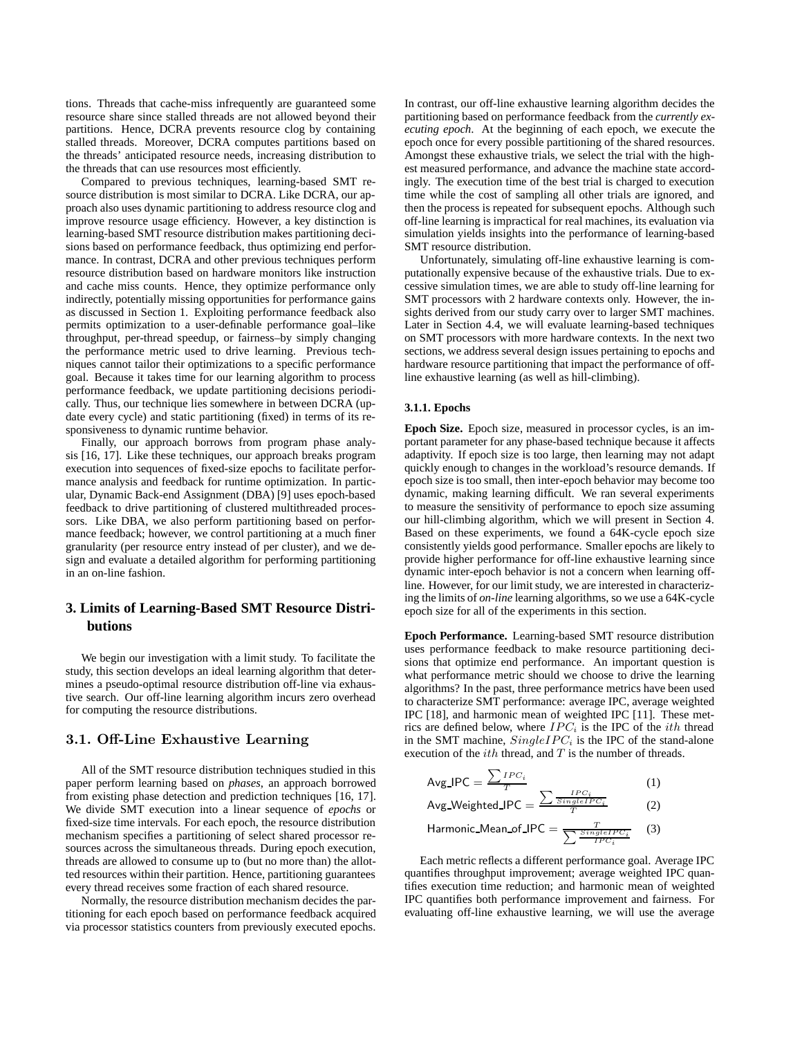tions. Threads that cache-miss infrequently are guaranteed some resource share since stalled threads are not allowed beyond their partitions. Hence, DCRA prevents resource clog by containing stalled threads. Moreover, DCRA computes partitions based on the threads' anticipated resource needs, increasing distribution to the threads that can use resources most efficiently.

Compared to previous techniques, learning-based SMT resource distribution is most similar to DCRA. Like DCRA, our approach also uses dynamic partitioning to address resource clog and improve resource usage efficiency. However, a key distinction is learning-based SMT resource distribution makes partitioning decisions based on performance feedback, thus optimizing end performance. In contrast, DCRA and other previous techniques perform resource distribution based on hardware monitors like instruction and cache miss counts. Hence, they optimize performance only indirectly, potentially missing opportunities for performance gains as discussed in Section 1. Exploiting performance feedback also permits optimization to a user-definable performance goal–like throughput, per-thread speedup, or fairness–by simply changing the performance metric used to drive learning. Previous techniques cannot tailor their optimizations to a specific performance goal. Because it takes time for our learning algorithm to process performance feedback, we update partitioning decisions periodically. Thus, our technique lies somewhere in between DCRA (update every cycle) and static partitioning (fixed) in terms of its responsiveness to dynamic runtime behavior.

Finally, our approach borrows from program phase analysis [16, 17]. Like these techniques, our approach breaks program execution into sequences of fixed-size epochs to facilitate performance analysis and feedback for runtime optimization. In particular, Dynamic Back-end Assignment (DBA) [9] uses epoch-based feedback to drive partitioning of clustered multithreaded processors. Like DBA, we also perform partitioning based on performance feedback; however, we control partitioning at a much finer granularity (per resource entry instead of per cluster), and we design and evaluate a detailed algorithm for performing partitioning in an on-line fashion.

## 3. Limits of Learning-Based SMT Resource Distributions

We begin our investigation with a limit study. To facilitate the study, this section develops an ideal learning algorithm that determines a pseudo-optimal resource distribution off-line via exhaustive search. Our off-line learning algorithm incurs zero overhead for computing the resource distributions.

### 3.1. Off-Line Exhaustive Learning

All of the SMT resource distribution techniques studied in this paper perform learning based on *phases*, an approach borrowed from existing phase detection and prediction techniques [16, 17]. We divide SMT execution into a linear sequence of *epochs* or fixed-size time intervals. For each epoch, the resource distribution mechanism specifies a partitioning of select shared processor resources across the simultaneous threads. During epoch execution, threads are allowed to consume up to (but no more than) the allotted resources within their partition. Hence, partitioning guarantees every thread receives some fraction of each shared resource.

Normally, the resource distribution mechanism decides the partitioning for each epoch based on performance feedback acquired via processor statistics counters from previously executed epochs. In contrast, our off-line exhaustive learning algorithm decides the partitioning based on performance feedback from the *currently executing epoch*. At the beginning of each epoch, we execute the epoch once for every possible partitioning of the shared resources. Amongst these exhaustive trials, we select the trial with the highest measured performance, and advance the machine state accordingly. The execution time of the best trial is charged to execution time while the cost of sampling all other trials are ignored, and then the process is repeated for subsequent epochs. Although such off-line learning is impractical for real machines, its evaluation via simulation yields insights into the performance of learning-based SMT resource distribution.

Unfortunately, simulating off-line exhaustive learning is computationally expensive because of the exhaustive trials. Due to excessive simulation times, we are able to study off-line learning for SMT processors with 2 hardware contexts only. However, the insights derived from our study carry over to larger SMT machines. Later in Section 4.4, we will evaluate learning-based techniques on SMT processors with more hardware contexts. In the next two sections, we address several design issues pertaining to epochs and hardware resource partitioning that impact the performance of off-line exhaustive learning (as well as hill-climbing).

#### 3.1.1. Epochs

**Epoch Size.** Epoch size, measured in processor cycles, is an important parameter for any phase-based technique because it affects adaptivity. If epoch size is too large, then learning may not adapt quickly enough to changes in the workload's resource demands. If epoch size is too small, then inter-epoch behavior may become too dynamic, making learning difficult. We ran several experiments to measure the sensitivity of performance to epoch size assuming our hill-climbing algorithm, which we will present in Section 4. Based on these experiments, we found a 64K-cycle epoch size consistently yields good performance. Smaller epochs are likely to provide higher performance for off-line exhaustive learning since dynamic inter-epoch behavior is not a concern when learning off-line. However, for our limit study, we are interested in characterizing the limits of *on-line* learning algorithms, so we use a 64K-cycle epoch size for all of the experiments in this section.

**Epoch Performance.** Learning-based SMT resource distribution uses performance feedback to make resource partitioning decisions that optimize end performance. An important question is what performance metric should we choose to drive the learning algorithms? In the past, three performance metrics have been used to characterize SMT performance: average IPC, average weighted IPC [18], and harmonic mean of weighted IPC [11]. These metrics are defined below, where $IPC_i$ is the IPC of the $ith$ thread in the SMT machine, $SingleIPC_i$ is the IPC of the stand-alone execution of the $ith$ thread, and $T$ is the number of threads.

$$\text{Avg\_IPC} = \frac{\sum IPC_i}{T} \qquad (1)$$

$$\text{Avg\_Weighted\_IPC} = \frac{\sum \frac{IPC_i}{SingleIPC_i}}{T} \qquad (2)$$

$$\text{Harmonic\_Mean\_of\_IPC} = \frac{T}{\sum \frac{SingleIPC_i}{IPC_i}} \qquad (3)$$

Each metric reflects a different performance goal. Average IPC quantifies throughput improvement; average weighted IPC quantifies execution time reduction; and harmonic mean of weighted IPC quantifies both performance improvement and fairness. For evaluating off-line exhaustive learning, we will use the average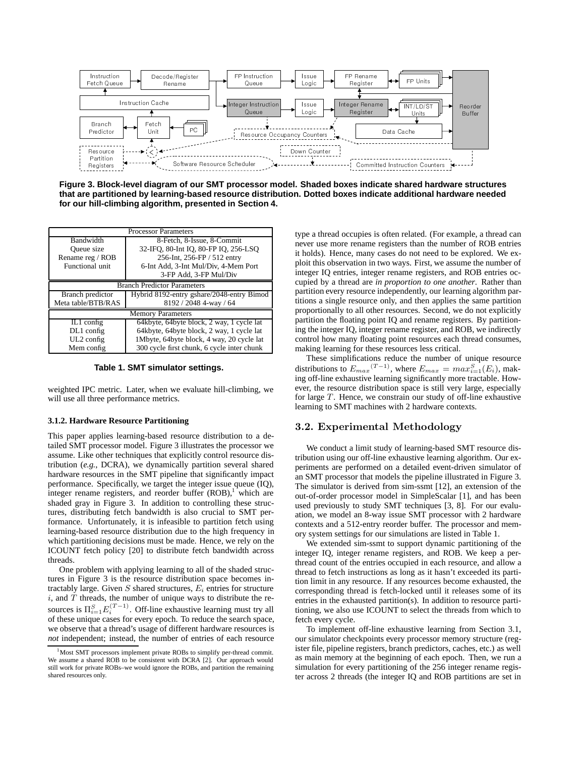Figure 3. Block-level diagram of our SMT processor model. Shaded boxes indicate shared hardware structures that are partitioned by learning-based resource distribution. Dotted boxes indicate additional hardware needed for our hill-climbing algorithm, presented in Section 4.

| Processor Parameters | |
|---|---|
| Bandwidth | 8-Fetch, 8-Issue, 8-Commit |
| Queue size | 32-IFQ, 80-Int IQ, 80-FP IQ, 256-LSQ |
| Rename reg / ROB | 256-Int, 256-FP / 512 entry |
| Functional unit | 6-Int Add, 3-Int Mul/Div, 4-Mem Port |
| | 3-FP Add, 3-FP Mul/Div |
| **Branch Predictor Parameters** | |
| Branch predictor | Hybrid 8192-entry gshare/2048-entry Bimod |
| Meta table/BTB/RAS | 8192 / 2048 4-way / 64 |
| **Memory Parameters** | |
| IL1 config | 64kbyte, 64byte block, 2 way, 1 cycle lat |
| DL1 config | 64kbyte, 64byte block, 2 way, 1 cycle lat |
| UL2 config | 1Mbyte, 64byte block, 4 way, 20 cycle lat |
| Mem config | 300 cycle first chunk, 6 cycle inter chunk |

**Table 1. SMT simulator settings.**

weighted IPC metric. Later, when we evaluate hill-climbing, we will use all three performance metrics.

#### 3.1.2. Hardware Resource Partitioning

This paper applies learning-based resource distribution to a detailed SMT processor model. Figure 3 illustrates the processor we assume. Like other techniques that explicitly control resource distribution (*e.g.*, DCRA), we dynamically partition several shared hardware resources in the SMT pipeline that significantly impact performance. Specifically, we target the integer issue queue (IQ), integer rename registers, and reorder buffer (ROB),[1] which are shaded gray in Figure 3. In addition to controlling these structures, distributing fetch bandwidth is also crucial to SMT performance. Unfortunately, it is infeasible to partition fetch using learning-based resource distribution due to the high frequency in which partitioning decisions must be made. Hence, we rely on the ICOUNT fetch policy [20] to distribute fetch bandwidth across threads.

One problem with applying learning to all of the shaded structures in Figure 3 is the resource distribution space becomes intractably large. Given $S$ shared structures, $E_i$ entries for structure $i$, and $T$ threads, the number of unique ways to distribute the resources is $\Pi_{i=1}^{S} E_i^{(T-1)}$. Off-line exhaustive learning must try all of these unique cases for every epoch. To reduce the search space, we observe that a thread's usage of different hardware resources is ***not*** independent; instead, the number of entries of each resource type a thread occupies is often related. (For example, a thread can never use more rename registers than the number of ROB entries it holds). Hence, many cases do not need to be explored. We exploit this observation in two ways. First, we assume the number of integer IQ entries, integer rename registers, and ROB entries occupied by a thread are *in proportion to one another*. Rather than partition every resource independently, our learning algorithm partitions a single resource only, and then applies the same partition proportionally to all other resources. Second, we do not explicitly partition the floating point IQ and rename registers. By partitioning the integer IQ, integer rename register, and ROB, we indirectly control how many floating point resources each thread consumes, making learning for these resources less critical.

These simplifications reduce the number of unique resource distributions to ${E_{max}}^{(T-1)}$, where $E_{max} = max_{i=1}^{S}(E_i)$, making off-line exhaustive learning significantly more tractable. However, the resource distribution space is still very large, especially for large $T$. Hence, we constrain our study of off-line exhaustive learning to SMT machines with 2 hardware contexts.

## 3.2. Experimental Methodology

We conduct a limit study of learning-based SMT resource distribution using our off-line exhaustive learning algorithm. Our experiments are performed on a detailed event-driven simulator of an SMT processor that models the pipeline illustrated in Figure 3. The simulator is derived from sim-ssmt [12], an extension of the out-of-order processor model in SimpleScalar [1], and has been used previously to study SMT techniques [3, 8]. For our evaluation, we model an 8-way issue SMT processor with 2 hardware contexts and a 512-entry reorder buffer. The processor and memory system settings for our simulations are listed in Table 1.

We extended sim-ssmt to support dynamic partitioning of the integer IQ, integer rename registers, and ROB. We keep a per-thread count of the entries occupied in each resource, and allow a thread to fetch instructions as long as it hasn't exceeded its partition limit in any resource. If any resources become exhausted, the corresponding thread is fetch-locked until it releases some of its entries in the exhausted partition(s). In addition to resource partitioning, we also use ICOUNT to select the threads from which to fetch every cycle.

To implement off-line exhaustive learning from Section 3.1, our simulator checkpoints every processor memory structure (register file, pipeline registers, branch predictors, caches, etc.) as well as main memory at the beginning of each epoch. Then, we run a simulation for every partitioning of the 256 integer rename register across 2 threads (the integer IQ and ROB partitions are set in

[1] Most SMT processors implement private ROBs to simplify per-thread commit. We assume a shared ROB to be consistent with DCRA [2]. Our approach would still work for private ROBs–we would ignore the ROBs, and partition the remaining shared resources only.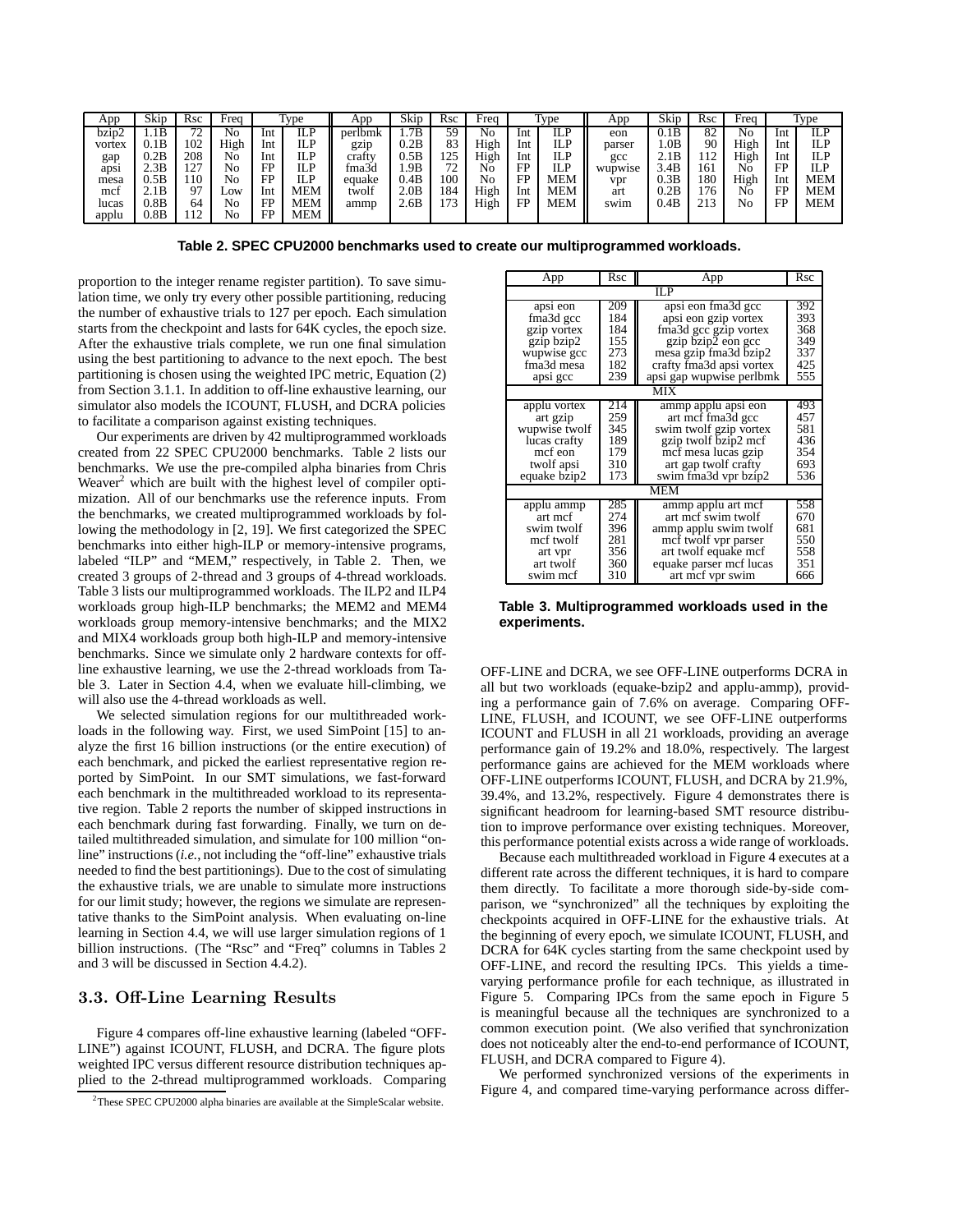| App | Skip | Rsc | Freq | Type | | App | Skip | Rsc | Freq | Type | | App | Skip | Rsc | Freq | Type | |
|---|---|---|---|---|---|---|---|---|---|---|---|---|---|---|---|---|---|
| bzip2 | 1.1B | 72 | No | Int | ILP | perlbmk | 1.7B | 59 | No | Int | ILP | eon | 0.1B | 82 | No | Int | ILP |
| vortex | 0.1B | 102 | High | Int | ILP | gzip | 0.2B | 83 | High | Int | ILP | parser | 1.0B | 90 | High | Int | ILP |
| gap | 0.2B | 208 | No | Int | ILP | crafty | 0.5B | 125 | High | Int | ILP | gcc | 2.1B | 112 | High | Int | ILP |
| apsi | 2.3B | 127 | No | FP | ILP | fma3d | 1.9B | 72 | No | FP | ILP | wupwise | 3.4B | 161 | No | FP | ILP |
| mesa | 0.5B | 110 | No | FP | ILP | equake | 0.4B | 100 | No | FP | MEM | vpr | 0.3B | 180 | High | Int | MEM |
| mcf | 2.1B | 97 | Low | Int | MEM | twolf | 2.0B | 184 | High | Int | MEM | art | 0.2B | 176 | No | FP | MEM |
| lucas | 0.8B | 64 | No | FP | MEM | ammp | 2.6B | 173 | High | FP | MEM | swim | 0.4B | 213 | No | FP | MEM |
| applu | 0.8B | 112 | No | FP | MEM | | | | | | | | | | | | |

**Table 2. SPEC CPU2000 benchmarks used to create our multiprogrammed workloads.**

proportion to the integer rename register partition). To save simulation time, we only try every other possible partitioning, reducing the number of exhaustive trials to 127 per epoch. Each simulation starts from the checkpoint and lasts for 64K cycles, the epoch size. After the exhaustive trials complete, we run one final simulation using the best partitioning to advance to the next epoch. The best partitioning is chosen using the weighted IPC metric, Equation (2) from Section 3.1.1. In addition to off-line exhaustive learning, our simulator also models the ICOUNT, FLUSH, and DCRA policies to facilitate a comparison against existing techniques.

Our experiments are driven by 42 multiprogrammed workloads created from 22 SPEC CPU2000 benchmarks. Table 2 lists our benchmarks. We use the pre-compiled alpha binaries from Chris Weaver[2] which are built with the highest level of compiler optimization. All of our benchmarks use the reference inputs. From the benchmarks, we created multiprogrammed workloads by following the methodology in [2, 19]. We first categorized the SPEC benchmarks into either high-ILP or memory-intensive programs, labeled "ILP" and "MEM," respectively, in Table 2. Then, we created 3 groups of 2-thread and 3 groups of 4-thread workloads. Table 3 lists our multiprogrammed workloads. The ILP2 and ILP4 workloads group high-ILP benchmarks; the MEM2 and MEM4 workloads group memory-intensive benchmarks; and the MIX2 and MIX4 workloads group both high-ILP and memory-intensive benchmarks. Since we simulate only 2 hardware contexts for off-line exhaustive learning, we use the 2-thread workloads from Table 3. Later in Section 4.4, when we evaluate hill-climbing, we will also use the 4-thread workloads as well.

We selected simulation regions for our multithreaded workloads in the following way. First, we used SimPoint [15] to analyze the first 16 billion instructions (or the entire execution) of each benchmark, and picked the earliest representative region reported by SimPoint. In our SMT simulations, we fast-forward each benchmark in the multithreaded workload to its representative region. Table 2 reports the number of skipped instructions in each benchmark during fast forwarding. Finally, we turn on detailed multithreaded simulation, and simulate for 100 million "online" instructions (*i.e.*, not including the "off-line" exhaustive trials needed to find the best partitionings). Due to the cost of simulating the exhaustive trials, we are unable to simulate more instructions for our limit study; however, the regions we simulate are representative thanks to the SimPoint analysis. When evaluating on-line learning in Section 4.4, we will use larger simulation regions of 1 billion instructions. (The "Rsc" and "Freq" columns in Tables 2 and 3 will be discussed in Section 4.4.2).

## 3.3. Off-Line Learning Results

Figure 4 compares off-line exhaustive learning (labeled "OFF-LINE") against ICOUNT, FLUSH, and DCRA. The figure plots weighted IPC versus different resource distribution techniques applied to the 2-thread multiprogrammed workloads. Comparing OFF-LINE and DCRA, we see OFF-LINE outperforms DCRA in all but two workloads (equake-bzip2 and applu-ammp), providing a performance gain of 7.6% on average. Comparing OFF-LINE, FLUSH, and ICOUNT, we see OFF-LINE outperforms ICOUNT and FLUSH in all 21 workloads, providing an average performance gain of 19.2% and 18.0%, respectively. The largest performance gains are achieved for the MEM workloads where OFF-LINE outperforms ICOUNT, FLUSH, and DCRA by 21.9%, 39.4%, and 13.2%, respectively. Figure 4 demonstrates there is significant headroom for learning-based SMT resource distribution to improve performance over existing techniques. Moreover, this performance potential exists across a wide range of workloads.

| App | Rsc | App | Rsc |
|---|---|---|---|
| **ILP** | | | |
| apsi eon | 209 | apsi eon fma3d gcc | 392 |
| fma3d gcc | 184 | apsi eon gzip vortex | 393 |
| gzip vortex | 184 | fma3d gcc gzip vortex | 368 |
| gzip bzip2 | 155 | gzip bzip2 eon gcc | 349 |
| wupwise gcc | 273 | mesa gzip fma3d bzip2 | 337 |
| fma3d mesa | 182 | crafty fma3d apsi vortex | 425 |
| apsi gcc | 239 | apsi gap wupwise perlbmk | 555 |
| **MIX** | | | |
| applu vortex | 214 | ammp applu apsi eon | 493 |
| art gzip | 259 | art mcf fma3d gcc | 457 |
| wupwise twolf | 345 | swim twolf gzip vortex | 581 |
| lucas crafty | 189 | gzip twolf bzip2 mcf | 436 |
| mcf eon | 179 | mcf mesa lucas gzip | 354 |
| twolf apsi | 310 | art gap twolf crafty | 693 |
| equake bzip2 | 173 | swim fma3d vpr bzip2 | 536 |
| **MEM** | | | |
| applu ammp | 285 | ammp applu art mcf | 558 |
| art mcf | 274 | art mcf swim twolf | 670 |
| swim twolf | 396 | ammp applu swim twolf | 681 |
| mcf twolf | 281 | mcf twolf vpr parser | 550 |
| art vpr | 356 | art twolf equake mcf | 558 |
| art twolf | 360 | equake parser mcf lucas | 351 |
| swim mcf | 310 | art mcf vpr swim | 666 |

**Table 3. Multiprogrammed workloads used in the experiments.**

Because each multithreaded workload in Figure 4 executes at a different rate across the different techniques, it is hard to compare them directly. To facilitate a more thorough side-by-side comparison, we "synchronized" all the techniques by exploiting the checkpoints acquired in OFF-LINE for the exhaustive trials. At the beginning of every epoch, we simulate ICOUNT, FLUSH, and DCRA for 64K cycles starting from the same checkpoint used by OFF-LINE, and record the resulting IPCs. This yields a time-varying performance profile for each technique, as illustrated in Figure 5. Comparing IPCs from the same epoch in Figure 5 is meaningful because all the techniques are synchronized to a common execution point. (We also verified that synchronization does not noticeably alter the end-to-end performance of ICOUNT, FLUSH, and DCRA compared to Figure 4).

We performed synchronized versions of the experiments in Figure 4, and compared time-varying performance across differ-

[2]These SPEC CPU2000 alpha binaries are available at the SimpleScalar website.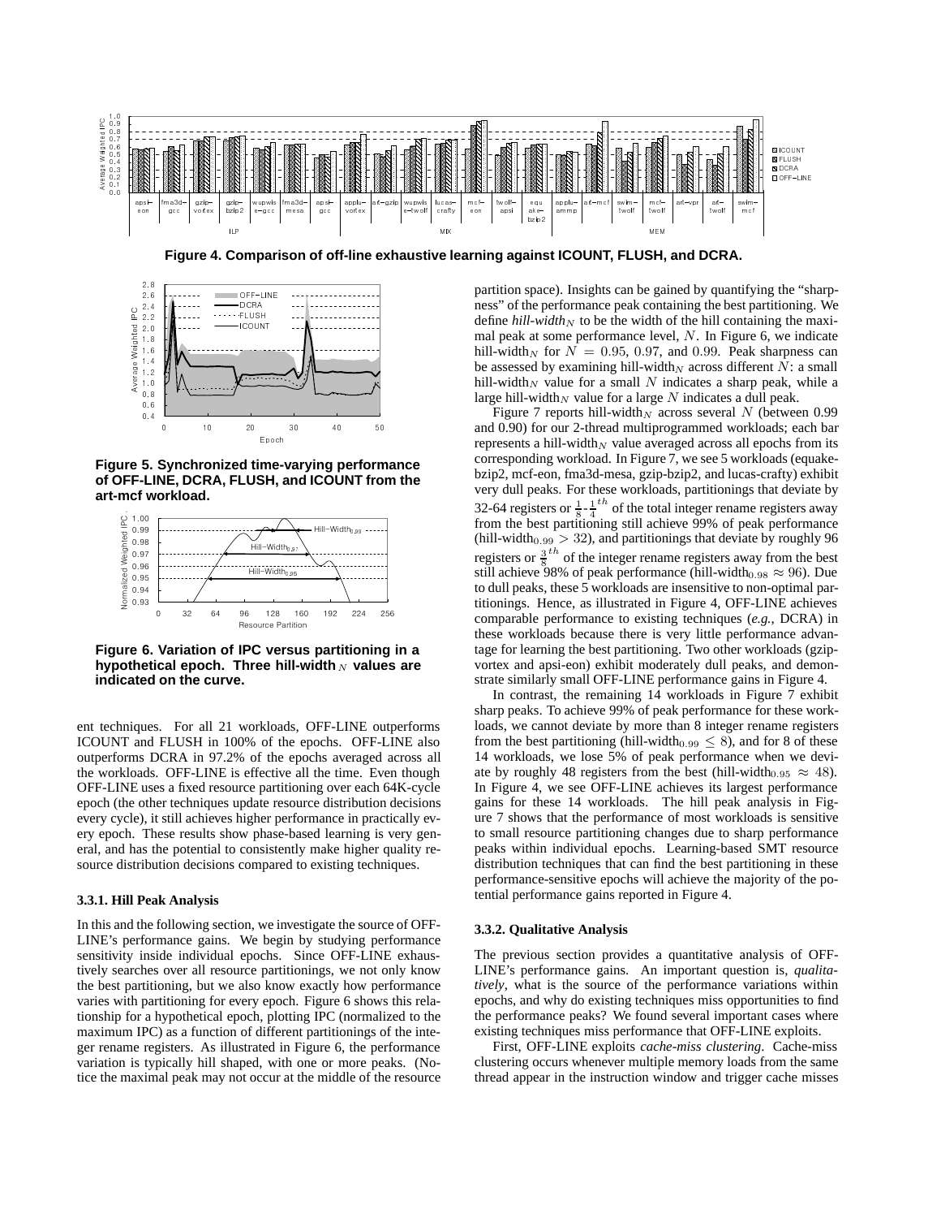Figure 4. Comparison of off-line exhaustive learning against ICOUNT, FLUSH, and DCRA.

Figure 5. Synchronized time-varying performance of OFF-LINE, DCRA, FLUSH, and ICOUNT from the art-mcf workload.

Figure 6. Variation of IPC versus partitioning in a hypothetical epoch. Three hill-width$_N$ values are indicated on the curve.

ent techniques. For all 21 workloads, OFF-LINE outperforms ICOUNT and FLUSH in 100% of the epochs. OFF-LINE also outperforms DCRA in 97.2% of the epochs averaged across all the workloads. OFF-LINE is effective all the time. Even though OFF-LINE uses a fixed resource partitioning over each 64K-cycle epoch (the other techniques update resource distribution decisions every cycle), it still achieves higher performance in practically every epoch. These results show phase-based learning is very general, and has the potential to consistently make higher quality resource distribution decisions compared to existing techniques.

### 3.3.1. Hill Peak Analysis

In this and the following section, we investigate the source of OFF-LINE's performance gains. We begin by studying performance sensitivity inside individual epochs. Since OFF-LINE exhaustively searches over all resource partitionings, we not only know the best partitioning, but we also know exactly how performance varies with partitioning for every epoch. Figure 6 shows this relationship for a hypothetical epoch, plotting IPC (normalized to the maximum IPC) as a function of different partitionings of the integer rename registers. As illustrated in Figure 6, the performance variation is typically hill shaped, with one or more peaks. (Notice the maximal peak may not occur at the middle of the resource partition space). Insights can be gained by quantifying the "sharpness" of the performance peak containing the best partitioning. We define *hill-width*$_N$ to be the width of the hill containing the maximal peak at some performance level, $N$. In Figure 6, we indicate hill-width$_N$ for $N = 0.95$, $0.97$, and $0.99$. Peak sharpness can be assessed by examining hill-width$_N$ across different $N$: a small hill-width$_N$ value for a small $N$ indicates a sharp peak, while a large hill-width$_N$ value for a large $N$ indicates a dull peak.

Figure 7 reports hill-width$_N$ across several $N$ (between 0.99 and 0.90) for our 2-thread multiprogrammed workloads; each bar represents a hill-width$_N$ value averaged across all epochs from its corresponding workload. In Figure 7, we see 5 workloads (equake-bzip2, mcf-eon, fma3d-mesa, gzip-bzip2, and lucas-crafty) exhibit very dull peaks. For these workloads, partitionings that deviate by 32-64 registers or $\frac{1}{8}$-$\frac{1}{4}^{th}$ of the total integer rename registers away from the best partitioning still achieve 99% of peak performance (hill-width$_{0.99} > 32$), and partitionings that deviate by roughly 96 registers or $\frac{3}{8}^{th}$ of the integer rename registers away from the best still achieve 98% of peak performance (hill-width$_{0.98} \approx 96$). Due to dull peaks, these 5 workloads are insensitive to non-optimal partitionings. Hence, as illustrated in Figure 4, OFF-LINE achieves comparable performance to existing techniques (*e.g.*, DCRA) in these workloads because there is very little performance advantage for learning the best partitioning. Two other workloads (gzip-vortex and apsi-eon) exhibit moderately dull peaks, and demonstrate similarly small OFF-LINE performance gains in Figure 4.

In contrast, the remaining 14 workloads in Figure 7 exhibit sharp peaks. To achieve 99% of peak performance for these workloads, we cannot deviate by more than 8 integer rename registers from the best partitioning (hill-width$_{0.99} \leq 8$), and for 8 of these 14 workloads, we lose 5% of peak performance when we deviate by roughly 48 registers from the best (hill-width$_{0.95} \approx 48$). In Figure 4, we see OFF-LINE achieves its largest performance gains for these 14 workloads. The hill peak analysis in Figure 7 shows that the performance of most workloads is sensitive to small resource partitioning changes due to sharp performance peaks within individual epochs. Learning-based SMT resource distribution techniques that can find the best partitioning in these performance-sensitive epochs will achieve the majority of the potential performance gains reported in Figure 4.

### 3.3.2. Qualitative Analysis

The previous section provides a quantitative analysis of OFF-LINE's performance gains. An important question is, *qualitatively*, what is the source of the performance variations within epochs, and why do existing techniques miss opportunities to find the performance peaks? We found several important cases where existing techniques miss performance that OFF-LINE exploits.

First, OFF-LINE exploits *cache-miss clustering*. Cache-miss clustering occurs whenever multiple memory loads from the same thread appear in the instruction window and trigger cache misses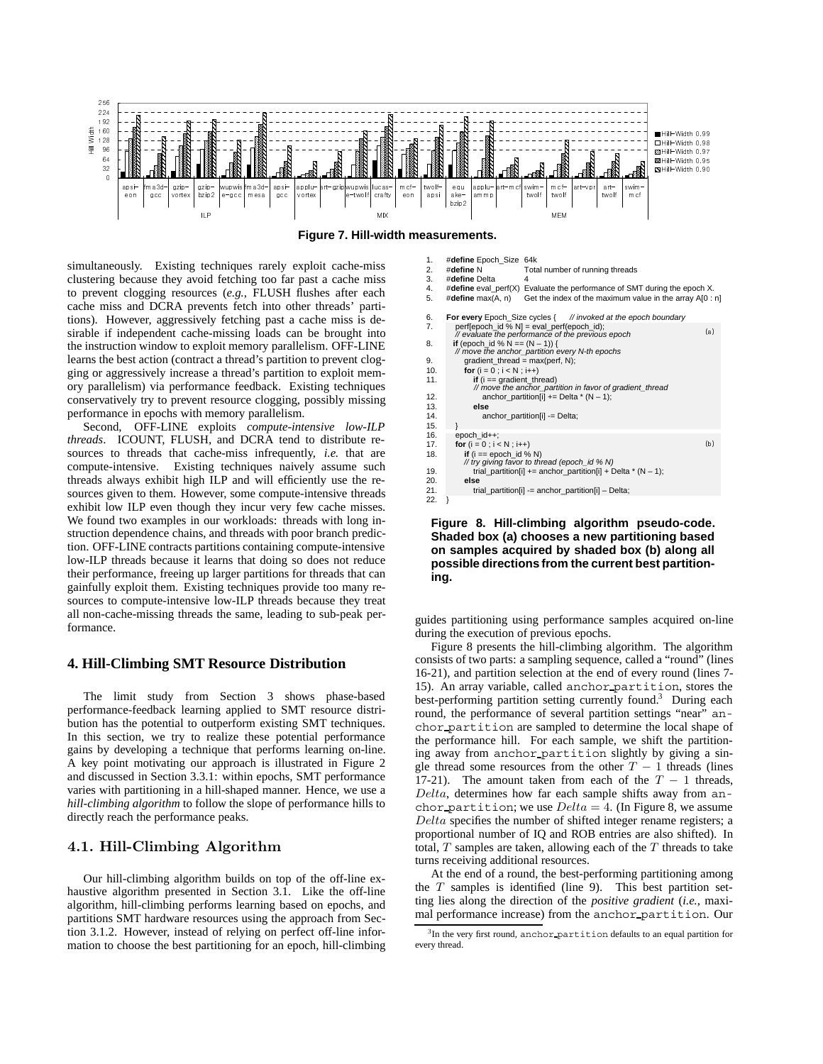**Figure 7. Hill-width measurements.**

simultaneously. Existing techniques rarely exploit cache-miss clustering because they avoid fetching too far past a cache miss to prevent clogging resources (*e.g.*, FLUSH flushes after each cache miss and DCRA prevents fetch into other threads' partitions). However, aggressively fetching past a cache miss is desirable if independent cache-missing loads can be brought into the instruction window to exploit memory parallelism. OFF-LINE learns the best action (contract a thread's partition to prevent clogging or aggressively increase a thread's partition to exploit memory parallelism) via performance feedback. Existing techniques conservatively try to prevent resource clogging, possibly missing performance in epochs with memory parallelism.

Second, OFF-LINE exploits *compute-intensive low-ILP threads*. ICOUNT, FLUSH, and DCRA tend to distribute resources to threads that cache-miss infrequently, *i.e.* that are compute-intensive. Existing techniques naively assume such threads always exhibit high ILP and will efficiently use the resources given to them. However, some compute-intensive threads exhibit low ILP even though they incur very few cache misses. We found two examples in our workloads: threads with long instruction dependence chains, and threads with poor branch prediction. OFF-LINE contracts partitions containing compute-intensive low-ILP threads because it learns that doing so does not reduce their performance, freeing up larger partitions for threads that can gainfully exploit them. Existing techniques provide too many resources to compute-intensive low-ILP threads because they treat all non-cache-missing threads the same, leading to sub-peak performance.

## 4. Hill-Climbing SMT Resource Distribution

The limit study from Section 3 shows phase-based performance-feedback learning applied to SMT resource distribution has the potential to outperform existing SMT techniques. In this section, we try to realize these potential performance gains by developing a technique that performs learning on-line. A key point motivating our approach is illustrated in Figure 2 and discussed in Section 3.3.1: within epochs, SMT performance varies with partitioning in a hill-shaped manner. Hence, we use a *hill-climbing algorithm* to follow the slope of performance hills to directly reach the performance peaks.

### 4.1. Hill-Climbing Algorithm

Our hill-climbing algorithm builds on top of the off-line exhaustive algorithm presented in Section 3.1. Like the off-line algorithm, hill-climbing performs learning based on epochs, and partitions SMT hardware resources using the approach from Section 3.1.2. However, instead of relying on perfect off-line information to choose the best partitioning for an epoch, hill-climbing guides partitioning using performance samples acquired on-line during the execution of previous epochs.

```
1.  #define Epoch_Size  64k
2.  #define N           Total number of running threads
3.  #define Delta       4
4.  #define eval_perf(X) Evaluate the performance of SMT during the epoch X.
5.  #define max(A, n)   Get the index of the maximum value in the array A[0 : n]

6.  For every Epoch_Size cycles {     // invoked at the epoch boundary
7.     perf[epoch_id % N] = eval_perf(epoch_id);
       // evaluate the performance of the previous epoch                    (a)
8.     if (epoch_id % N == (N – 1)) {
       // move the anchor_partition every N-th epochs
9.        gradient_thread = max(perf, N);
10.       for (i = 0 ; i < N ; i++)
11.          if (i == gradient_thread)
             // move the anchor_partition in favor of gradient_thread
12.             anchor_partition[i] += Delta * (N – 1);
13.          else
14.             anchor_partition[i] -= Delta;
15.    }
16.    epoch_id++;
17.    for (i = 0 ; i < N ; i++)                                              (b)
18.       if (i == epoch_id % N)
          // try giving favor to thread (epoch_id % N)
19.          trial_partition[i] += anchor_partition[i] + Delta * (N – 1);
20.       else
21.          trial_partition[i] += anchor_partition[i] – Delta;
22. }
```

**Figure 8. Hill-climbing algorithm pseudo-code. Shaded box (a) chooses a new partitioning based on samples acquired by shaded box (b) along all possible directions from the current best partitioning.**

Figure 8 presents the hill-climbing algorithm. The algorithm consists of two parts: a sampling sequence, called a "round" (lines 16-21), and partition selection at the end of every round (lines 7-15). An array variable, called anchor_partition, stores the best-performing partition setting currently found.[3] During each round, the performance of several partition settings "near" anchor_partition are sampled to determine the local shape of the performance hill. For each sample, we shift the partitioning away from anchor_partition slightly by giving a single thread some resources from the other $T - 1$ threads (lines 17-21). The amount taken from each of the $T - 1$ threads, $Delta$, determines how far each sample shifts away from anchor_partition; we use $Delta = 4$. (In Figure 8, we assume $Delta$ specifies the number of shifted integer rename registers; a proportional number of IQ and ROB entries are also shifted). In total, $T$ samples are taken, allowing each of the $T$ threads to take turns receiving additional resources.

At the end of a round, the best-performing partitioning among the $T$ samples is identified (line 9). This best partition setting lies along the direction of the *positive gradient* (*i.e.*, maximal performance increase) from the anchor_partition. Our

[3] In the very first round, anchor_partition defaults to an equal partition for every thread.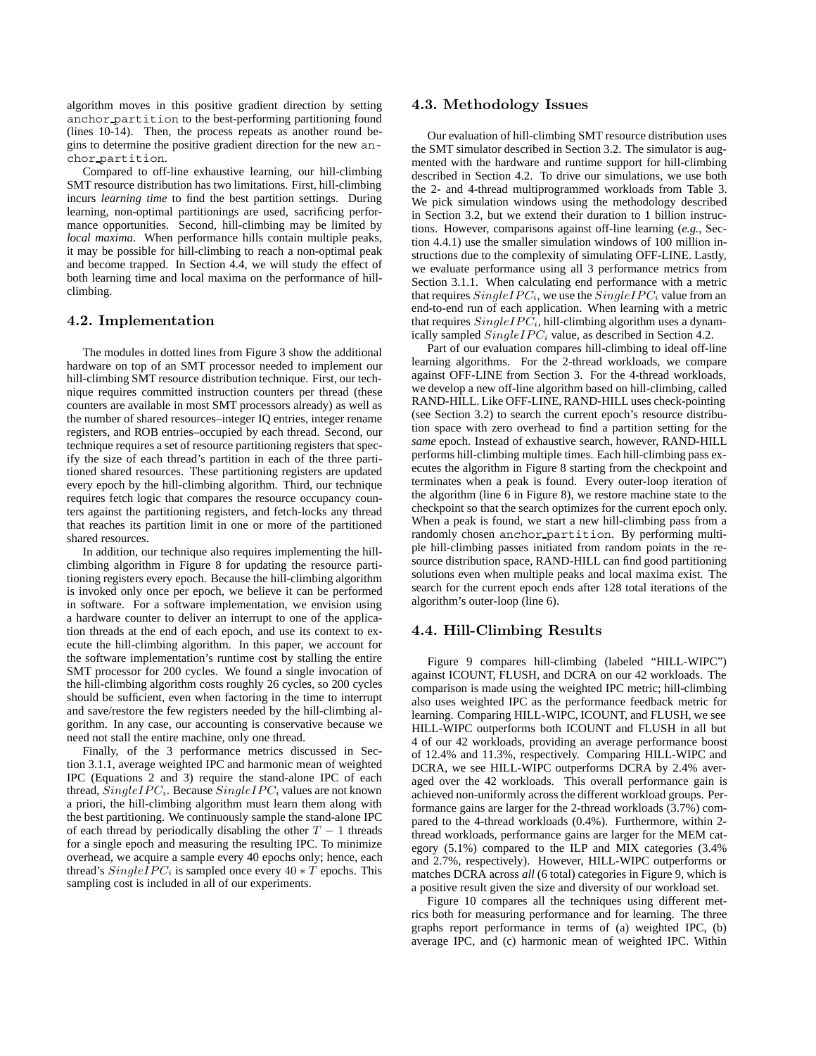algorithm moves in this positive gradient direction by setting anchor_partition to the best-performing partitioning found (lines 10-14). Then, the process repeats as another round begins to determine the positive gradient direction for the new anchor_partition.

Compared to off-line exhaustive learning, our hill-climbing SMT resource distribution has two limitations. First, hill-climbing incurs *learning time* to find the best partition settings. During learning, non-optimal partitionings are used, sacrificing performance opportunities. Second, hill-climbing may be limited by *local maxima*. When performance hills contain multiple peaks, it may be possible for hill-climbing to reach a non-optimal peak and become trapped. In Section 4.4, we will study the effect of both learning time and local maxima on the performance of hill-climbing.

## 4.2. Implementation

The modules in dotted lines from Figure 3 show the additional hardware on top of an SMT processor needed to implement our hill-climbing SMT resource distribution technique. First, our technique requires committed instruction counters per thread (these counters are available in most SMT processors already) as well as the number of shared resources–integer IQ entries, integer rename registers, and ROB entries–occupied by each thread. Second, our technique requires a set of resource partitioning registers that specify the size of each thread's partition in each of the three partitioned shared resources. These partitioning registers are updated every epoch by the hill-climbing algorithm. Third, our technique requires fetch logic that compares the resource occupancy counters against the partitioning registers, and fetch-locks any thread that reaches its partition limit in one or more of the partitioned shared resources.

In addition, our technique also requires implementing the hill-climbing algorithm in Figure 8 for updating the resource partitioning registers every epoch. Because the hill-climbing algorithm is invoked only once per epoch, we believe it can be performed in software. For a software implementation, we envision using a hardware counter to deliver an interrupt to one of the application threads at the end of each epoch, and use its context to execute the hill-climbing algorithm. In this paper, we account for the software implementation's runtime cost by stalling the entire SMT processor for 200 cycles. We found a single invocation of the hill-climbing algorithm costs roughly 26 cycles, so 200 cycles should be sufficient, even when factoring in the time to interrupt and save/restore the few registers needed by the hill-climbing algorithm. In any case, our accounting is conservative because we need not stall the entire machine, only one thread.

Finally, of the 3 performance metrics discussed in Section 3.1.1, average weighted IPC and harmonic mean of weighted IPC (Equations 2 and 3) require the stand-alone IPC of each thread, $SingleIPC_i$. Because $SingleIPC_i$ values are not known a priori, the hill-climbing algorithm must learn them along with the best partitioning. We continuously sample the stand-alone IPC of each thread by periodically disabling the other $T-1$ threads for a single epoch and measuring the resulting IPC. To minimize overhead, we acquire a sample every 40 epochs only; hence, each thread's $SingleIPC_i$ is sampled once every $40 * T$ epochs. This sampling cost is included in all of our experiments.

## 4.3. Methodology Issues

Our evaluation of hill-climbing SMT resource distribution uses the SMT simulator described in Section 3.2. The simulator is augmented with the hardware and runtime support for hill-climbing described in Section 4.2. To drive our simulations, we use both the 2- and 4-thread multiprogrammed workloads from Table 3. We pick simulation windows using the methodology described in Section 3.2, but we extend their duration to 1 billion instructions. However, comparisons against off-line learning (*e.g.*, Section 4.4.1) use the smaller simulation windows of 100 million instructions due to the complexity of simulating OFF-LINE. Lastly, we evaluate performance using all 3 performance metrics from Section 3.1.1. When calculating end performance with a metric that requires $SingleIPC_i$, we use the $SingleIPC_i$ value from an end-to-end run of each application. When learning with a metric that requires $SingleIPC_i$, hill-climbing algorithm uses a dynamically sampled $SingleIPC_i$ value, as described in Section 4.2.

Part of our evaluation compares hill-climbing to ideal off-line learning algorithms. For the 2-thread workloads, we compare against OFF-LINE from Section 3. For the 4-thread workloads, we develop a new off-line algorithm based on hill-climbing, called RAND-HILL. Like OFF-LINE, RAND-HILL uses check-pointing (see Section 3.2) to search the current epoch's resource distribution space with zero overhead to find a partition setting for the *same* epoch. Instead of exhaustive search, however, RAND-HILL performs hill-climbing multiple times. Each hill-climbing pass executes the algorithm in Figure 8 starting from the checkpoint and terminates when a peak is found. Every outer-loop iteration of the algorithm (line 6 in Figure 8), we restore machine state to the checkpoint so that the search optimizes for the current epoch only. When a peak is found, we start a new hill-climbing pass from a randomly chosen anchor_partition. By performing multiple hill-climbing passes initiated from random points in the resource distribution space, RAND-HILL can find good partitioning solutions even when multiple peaks and local maxima exist. The search for the current epoch ends after 128 total iterations of the algorithm's outer-loop (line 6).

## 4.4. Hill-Climbing Results

Figure 9 compares hill-climbing (labeled "HILL-WIPC") against ICOUNT, FLUSH, and DCRA on our 42 workloads. The comparison is made using the weighted IPC metric; hill-climbing also uses weighted IPC as the performance feedback metric for learning. Comparing HILL-WIPC, ICOUNT, and FLUSH, we see HILL-WIPC outperforms both ICOUNT and FLUSH in all but 4 of our 42 workloads, providing an average performance boost of 12.4% and 11.3%, respectively. Comparing HILL-WIPC and DCRA, we see HILL-WIPC outperforms DCRA by 2.4% averaged over the 42 workloads. This overall performance gain is achieved non-uniformly across the different workload groups. Performance gains are larger for the 2-thread workloads (3.7%) compared to the 4-thread workloads (0.4%). Furthermore, within 2-thread workloads, performance gains are larger for the MEM category (5.1%) compared to the ILP and MIX categories (3.4% and 2.7%, respectively). However, HILL-WIPC outperforms or matches DCRA across *all* (6 total) categories in Figure 9, which is a positive result given the size and diversity of our workload set.

Figure 10 compares all the techniques using different metrics both for measuring performance and for learning. The three graphs report performance in terms of (a) weighted IPC, (b) average IPC, and (c) harmonic mean of weighted IPC. Within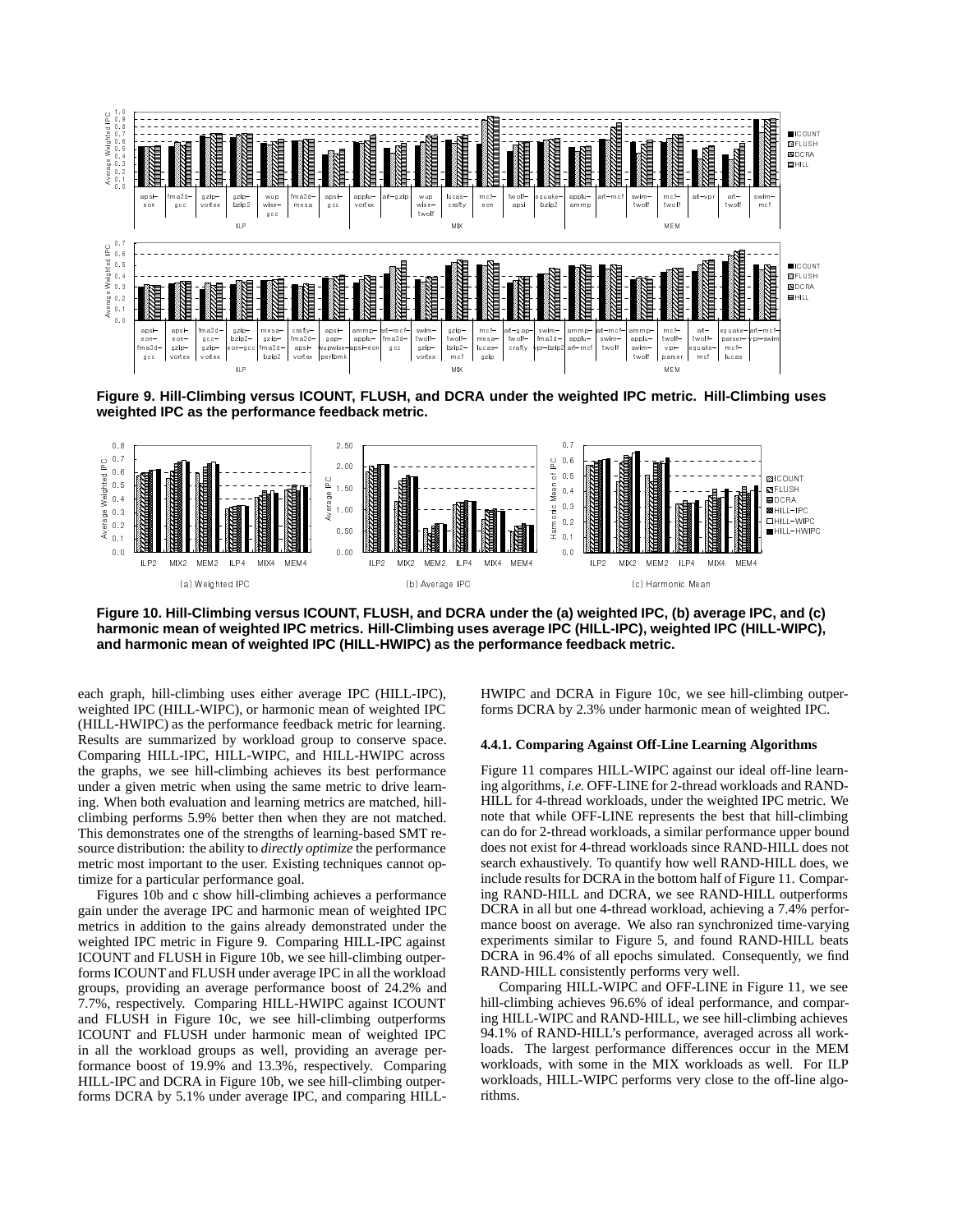**Figure 9. Hill-Climbing versus ICOUNT, FLUSH, and DCRA under the weighted IPC metric. Hill-Climbing uses weighted IPC as the performance feedback metric.**

**Figure 10. Hill-Climbing versus ICOUNT, FLUSH, and DCRA under the (a) weighted IPC, (b) average IPC, and (c) harmonic mean of weighted IPC metrics. Hill-Climbing uses average IPC (HILL-IPC), weighted IPC (HILL-WIPC), and harmonic mean of weighted IPC (HILL-HWIPC) as the performance feedback metric.**

each graph, hill-climbing uses either average IPC (HILL-IPC), weighted IPC (HILL-WIPC), or harmonic mean of weighted IPC (HILL-HWIPC) as the performance feedback metric for learning. Results are summarized by workload group to conserve space. Comparing HILL-IPC, HILL-WIPC, and HILL-HWIPC across the graphs, we see hill-climbing achieves its best performance under a given metric when using the same metric to drive learning. When both evaluation and learning metrics are matched, hill-climbing performs 5.9% better then when they are not matched. This demonstrates one of the strengths of learning-based SMT resource distribution: the ability to *directly optimize* the performance metric most important to the user. Existing techniques cannot optimize for a particular performance goal.

Figures 10b and c show hill-climbing achieves a performance gain under the average IPC and harmonic mean of weighted IPC metrics in addition to the gains already demonstrated under the weighted IPC metric in Figure 9. Comparing HILL-IPC against ICOUNT and FLUSH in Figure 10b, we see hill-climbing outperforms ICOUNT and FLUSH under average IPC in all the workload groups, providing an average performance boost of 24.2% and 7.7%, respectively. Comparing HILL-HWIPC against ICOUNT and FLUSH in Figure 10c, we see hill-climbing outperforms ICOUNT and FLUSH under harmonic mean of weighted IPC in all the workload groups as well, providing an average performance boost of 19.9% and 13.3%, respectively. Comparing HILL-IPC and DCRA in Figure 10b, we see hill-climbing outperforms DCRA by 5.1% under average IPC, and comparing HILL-HWIPC and DCRA in Figure 10c, we see hill-climbing outperforms DCRA by 2.3% under harmonic mean of weighted IPC.

#### 4.4.1. Comparing Against Off-Line Learning Algorithms

Figure 11 compares HILL-WIPC against our ideal off-line learning algorithms, *i.e.* OFF-LINE for 2-thread workloads and RAND-HILL for 4-thread workloads, under the weighted IPC metric. We note that while OFF-LINE represents the best that hill-climbing can do for 2-thread workloads, a similar performance upper bound does not exist for 4-thread workloads since RAND-HILL does not search exhaustively. To quantify how well RAND-HILL does, we include results for DCRA in the bottom half of Figure 11. Comparing RAND-HILL and DCRA, we see RAND-HILL outperforms DCRA in all but one 4-thread workload, achieving a 7.4% performance boost on average. We also ran synchronized time-varying experiments similar to Figure 5, and found RAND-HILL beats DCRA in 96.4% of all epochs simulated. Consequently, we find RAND-HILL consistently performs very well.

Comparing HILL-WIPC and OFF-LINE in Figure 11, we see hill-climbing achieves 96.6% of ideal performance, and comparing HILL-WIPC and RAND-HILL, we see hill-climbing achieves 94.1% of RAND-HILL's performance, averaged across all workloads. The largest performance differences occur in the MEM workloads, with some in the MIX workloads as well. For ILP workloads, HILL-WIPC performs very close to the off-line algorithms.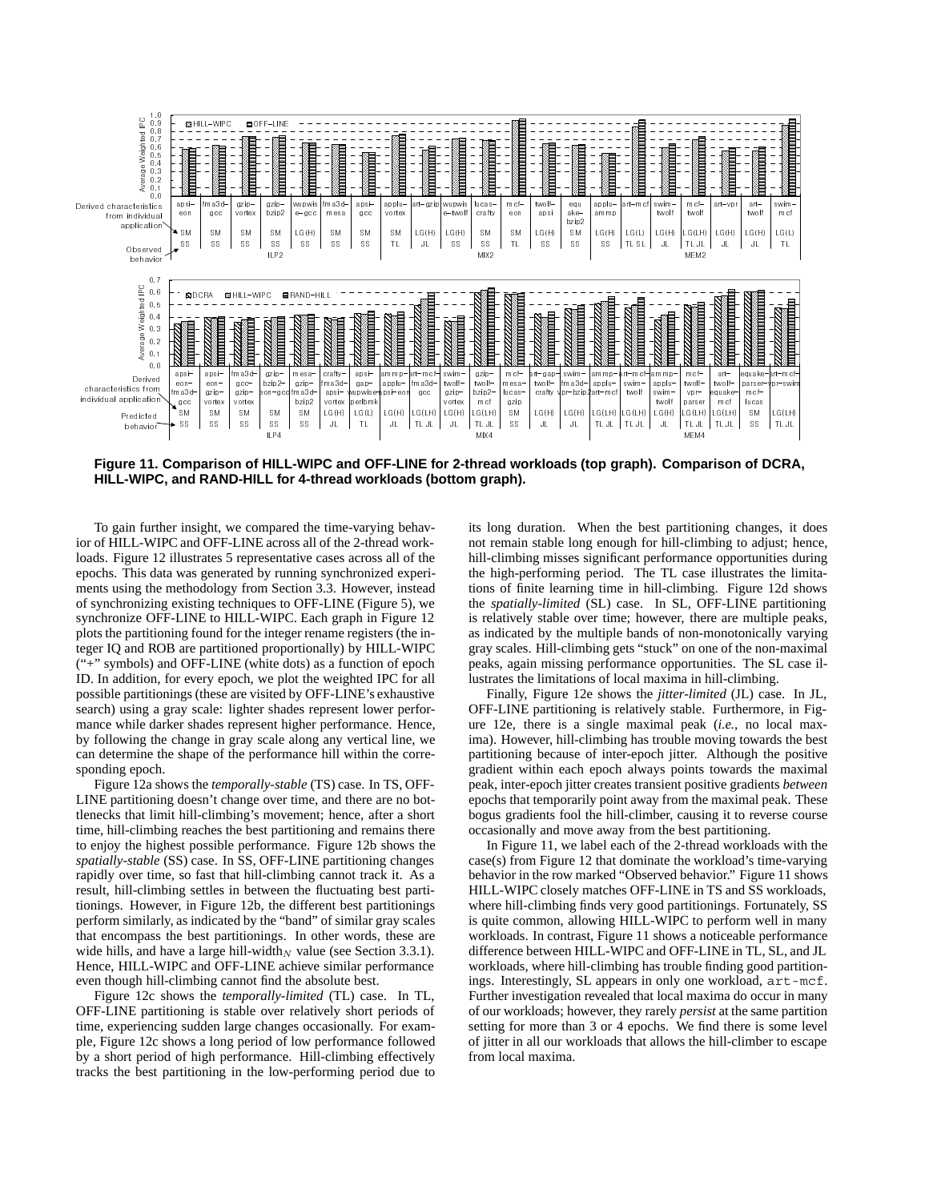**Figure 11. Comparison of HILL-WIPC and OFF-LINE for 2-thread workloads (top graph). Comparison of DCRA, HILL-WIPC, and RAND-HILL for 4-thread workloads (bottom graph).**

To gain further insight, we compared the time-varying behavior of HILL-WIPC and OFF-LINE across all of the 2-thread workloads. Figure 12 illustrates 5 representative cases across all of the epochs. This data was generated by running synchronized experiments using the methodology from Section 3.3. However, instead of synchronizing existing techniques to OFF-LINE (Figure 5), we synchronize OFF-LINE to HILL-WIPC. Each graph in Figure 12 plots the partitioning found for the integer rename registers (the integer IQ and ROB are partitioned proportionally) by HILL-WIPC ("+" symbols) and OFF-LINE (white dots) as a function of epoch ID. In addition, for every epoch, we plot the weighted IPC for all possible partitionings (these are visited by OFF-LINE's exhaustive search) using a gray scale: lighter shades represent lower performance while darker shades represent higher performance. Hence, by following the change in gray scale along any vertical line, we can determine the shape of the performance hill within the corresponding epoch.

Figure 12a shows the *temporally-stable* (TS) case. In TS, OFF-LINE partitioning doesn't change over time, and there are no bottlenecks that limit hill-climbing's movement; hence, after a short time, hill-climbing reaches the best partitioning and remains there to enjoy the highest possible performance. Figure 12b shows the *spatially-stable* (SS) case. In SS, OFF-LINE partitioning changes rapidly over time, so fast that hill-climbing cannot track it. As a result, hill-climbing settles in between the fluctuating best partitionings. However, in Figure 12b, the different best partitionings perform similarly, as indicated by the "band" of similar gray scales that encompass the best partitionings. In other words, these are wide hills, and have a large hill-width$_N$ value (see Section 3.3.1). Hence, HILL-WIPC and OFF-LINE achieve similar performance even though hill-climbing cannot find the absolute best.

Figure 12c shows the *temporally-limited* (TL) case. In TL, OFF-LINE partitioning is stable over relatively short periods of time, experiencing sudden large changes occasionally. For example, Figure 12c shows a long period of low performance followed by a short period of high performance. Hill-climbing effectively tracks the best partitioning in the low-performing period due to its long duration. When the best partitioning changes, it does not remain stable long enough for hill-climbing to adjust; hence, hill-climbing misses significant performance opportunities during the high-performing period. The TL case illustrates the limitations of finite learning time in hill-climbing. Figure 12d shows the *spatially-limited* (SL) case. In SL, OFF-LINE partitioning is relatively stable over time; however, there are multiple peaks, as indicated by the multiple bands of non-monotonically varying gray scales. Hill-climbing gets "stuck" on one of the non-maximal peaks, again missing performance opportunities. The SL case illustrates the limitations of local maxima in hill-climbing.

Finally, Figure 12e shows the *jitter-limited* (JL) case. In JL, OFF-LINE partitioning is relatively stable. Furthermore, in Figure 12e, there is a single maximal peak (*i.e.*, no local maxima). However, hill-climbing has trouble moving towards the best partitioning because of inter-epoch jitter. Although the positive gradient within each epoch always points towards the maximal peak, inter-epoch jitter creates transient positive gradients *between* epochs that temporarily point away from the maximal peak. These bogus gradients fool the hill-climber, causing it to reverse course occasionally and move away from the best partitioning.

In Figure 11, we label each of the 2-thread workloads with the case(s) from Figure 12 that dominate the workload's time-varying behavior in the row marked "Observed behavior." Figure 11 shows HILL-WIPC closely matches OFF-LINE in TS and SS workloads, where hill-climbing finds very good partitionings. Fortunately, SS is quite common, allowing HILL-WIPC to perform well in many workloads. In contrast, Figure 11 shows a noticeable performance difference between HILL-WIPC and OFF-LINE in TL, SL, and JL workloads, where hill-climbing has trouble finding good partitionings. Interestingly, SL appears in only one workload, `art-mcf`. Further investigation revealed that local maxima do occur in many of our workloads; however, they rarely *persist* at the same partition setting for more than 3 or 4 epochs. We find there is some level of jitter in all our workloads that allows the hill-climber to escape from local maxima.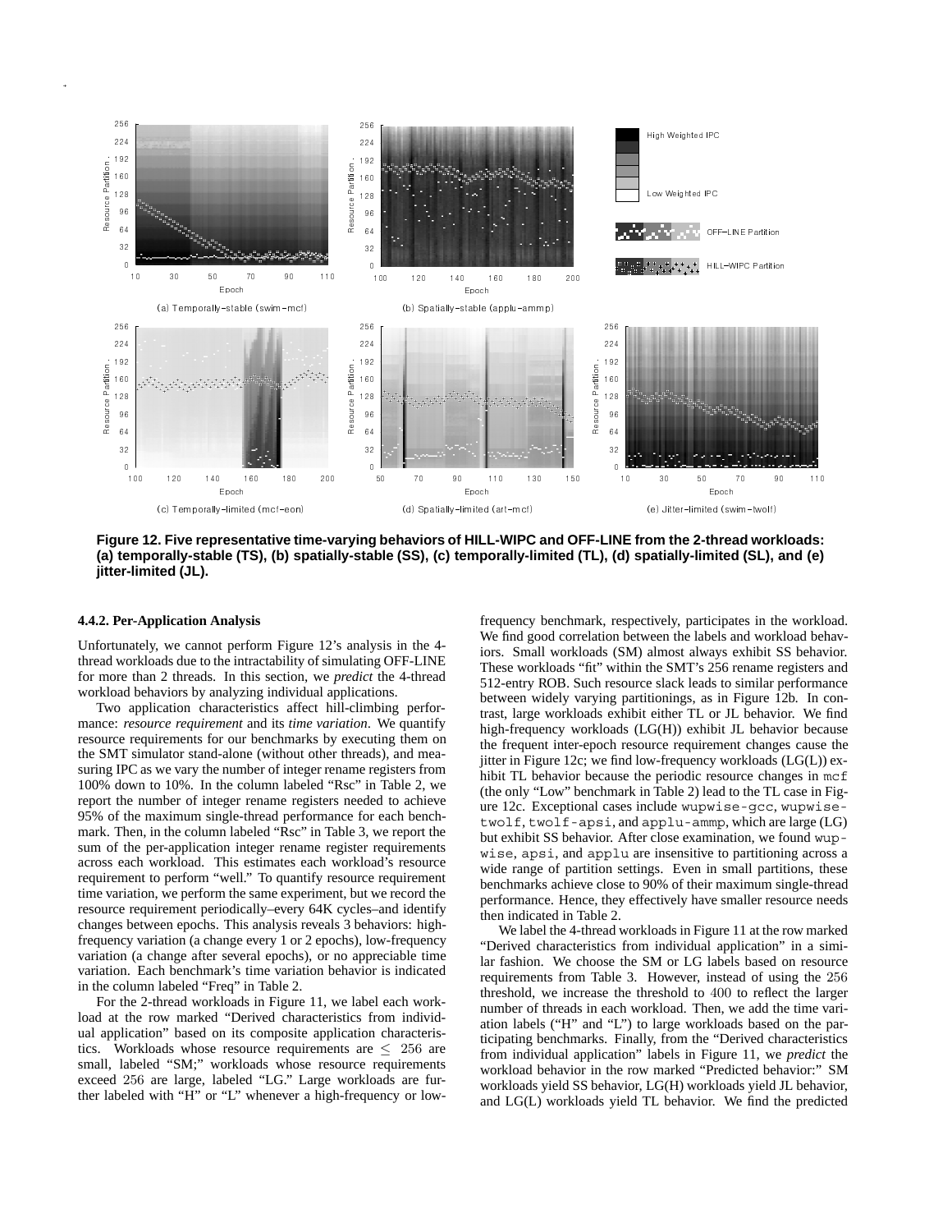**Figure 12. Five representative time-varying behaviors of HILL-WIPC and OFF-LINE from the 2-thread workloads: (a) temporally-stable (TS), (b) spatially-stable (SS), (c) temporally-limited (TL), (d) spatially-limited (SL), and (e) jitter-limited (JL).**

#### 4.4.2. Per-Application Analysis

Unfortunately, we cannot perform Figure 12's analysis in the 4-thread workloads due to the intractability of simulating OFF-LINE for more than 2 threads. In this section, we *predict* the 4-thread workload behaviors by analyzing individual applications.

Two application characteristics affect hill-climbing performance: *resource requirement* and its *time variation*. We quantify resource requirements for our benchmarks by executing them on the SMT simulator stand-alone (without other threads), and measuring IPC as we vary the number of integer rename registers from 100% down to 10%. In the column labeled "Rsc" in Table 2, we report the number of integer rename registers needed to achieve 95% of the maximum single-thread performance for each benchmark. Then, in the column labeled "Rsc" in Table 3, we report the sum of the per-application integer rename register requirements across each workload. This estimates each workload's resource requirement to perform "well." To quantify resource requirement time variation, we perform the same experiment, but we record the resource requirement periodically–every 64K cycles–and identify changes between epochs. This analysis reveals 3 behaviors: high-frequency variation (a change every 1 or 2 epochs), low-frequency variation (a change after several epochs), or no appreciable time variation. Each benchmark's time variation behavior is indicated in the column labeled "Freq" in Table 2.

For the 2-thread workloads in Figure 11, we label each workload at the row marked "Derived characteristics from individual application" based on its composite application characteristics. Workloads whose resource requirements are $\leq$ 256 are small, labeled "SM;" workloads whose resource requirements exceed 256 are large, labeled "LG." Large workloads are further labeled with "H" or "L" whenever a high-frequency or low-frequency benchmark, respectively, participates in the workload. We find good correlation between the labels and workload behaviors. Small workloads (SM) almost always exhibit SS behavior. These workloads "fit" within the SMT's 256 rename registers and 512-entry ROB. Such resource slack leads to similar performance between widely varying partitionings, as in Figure 12b. In contrast, large workloads exhibit either TL or JL behavior. We find high-frequency workloads (LG(H)) exhibit JL behavior because the frequent inter-epoch resource requirement changes cause the jitter in Figure 12c; we find low-frequency workloads (LG(L)) exhibit TL behavior because the periodic resource changes in `mcf` (the only "Low" benchmark in Table 2) lead to the TL case in Figure 12c. Exceptional cases include `wupwise-gcc`, `wupwise-twolf`, `twolf-apsi`, and `applu-ammp`, which are large (LG) but exhibit SS behavior. After close examination, we found `wupwise`, `apsi`, and `applu` are insensitive to partitioning across a wide range of partition settings. Even in small partitions, these benchmarks achieve close to 90% of their maximum single-thread performance. Hence, they effectively have smaller resource needs then indicated in Table 2.

We label the 4-thread workloads in Figure 11 at the row marked "Derived characteristics from individual application" in a similar fashion. We choose the SM or LG labels based on resource requirements from Table 3. However, instead of using the 256 threshold, we increase the threshold to 400 to reflect the larger number of threads in each workload. Then, we add the time variation labels ("H" and "L") to large workloads based on the participating benchmarks. Finally, from the "Derived characteristics from individual application" labels in Figure 11, we *predict* the workload behavior in the row marked "Predicted behavior:" SM workloads yield SS behavior, LG(H) workloads yield JL behavior, and LG(L) workloads yield TL behavior. We find the predicted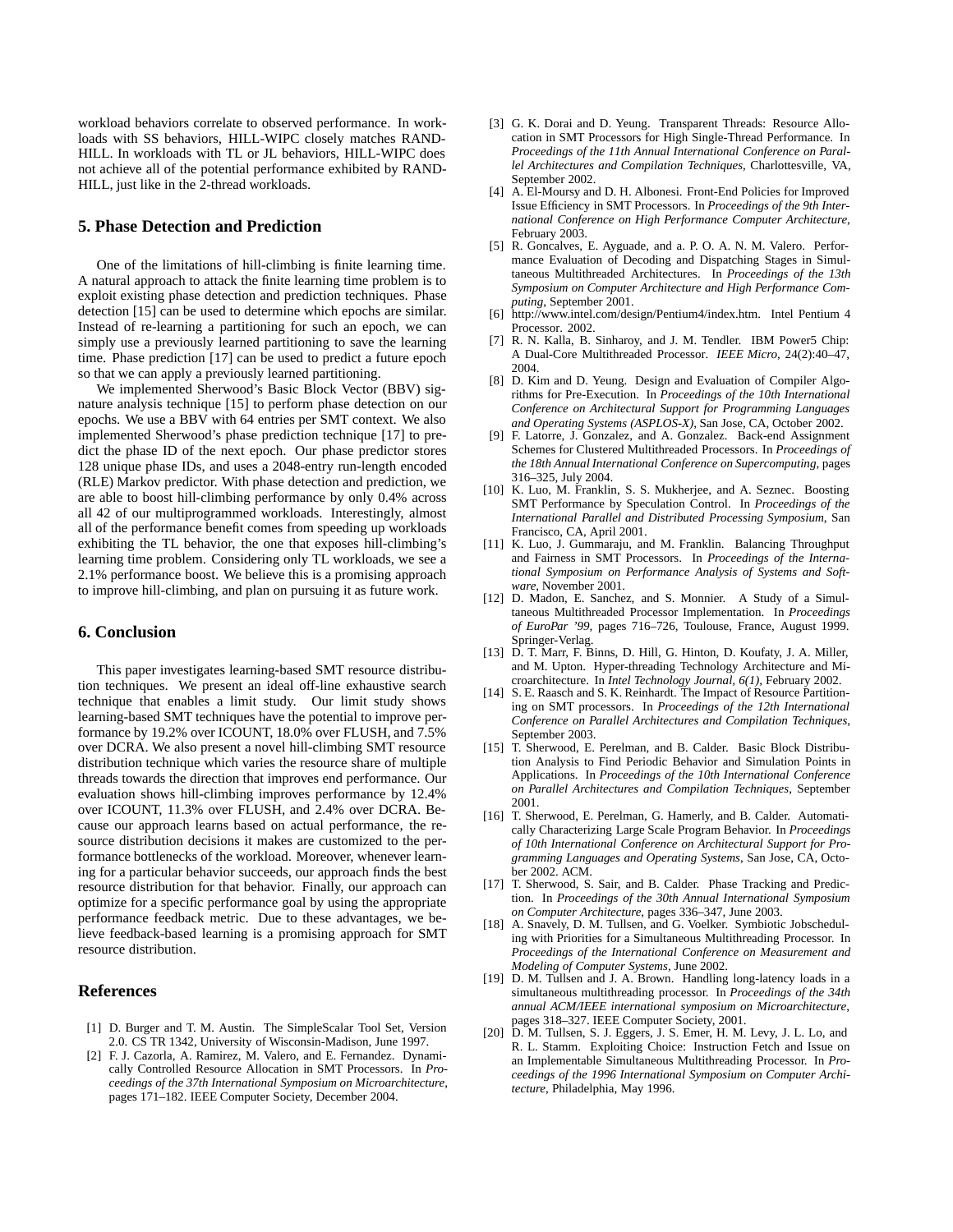workload behaviors correlate to observed performance. In workloads with SS behaviors, HILL-WIPC closely matches RAND-HILL. In workloads with TL or JL behaviors, HILL-WIPC does not achieve all of the potential performance exhibited by RAND-HILL, just like in the 2-thread workloads.

## 5. Phase Detection and Prediction

One of the limitations of hill-climbing is finite learning time. A natural approach to attack the finite learning time problem is to exploit existing phase detection and prediction techniques. Phase detection [15] can be used to determine which epochs are similar. Instead of re-learning a partitioning for such an epoch, we can simply use a previously learned partitioning to save the learning time. Phase prediction [17] can be used to predict a future epoch so that we can apply a previously learned partitioning.

We implemented Sherwood's Basic Block Vector (BBV) signature analysis technique [15] to perform phase detection on our epochs. We use a BBV with 64 entries per SMT context. We also implemented Sherwood's phase prediction technique [17] to predict the phase ID of the next epoch. Our phase predictor stores 128 unique phase IDs, and uses a 2048-entry run-length encoded (RLE) Markov predictor. With phase detection and prediction, we are able to boost hill-climbing performance by only 0.4% across all 42 of our multiprogrammed workloads. Interestingly, almost all of the performance benefit comes from speeding up workloads exhibiting the TL behavior, the one that exposes hill-climbing's learning time problem. Considering only TL workloads, we see a 2.1% performance boost. We believe this is a promising approach to improve hill-climbing, and plan on pursuing it as future work.

## 6. Conclusion

This paper investigates learning-based SMT resource distribution techniques. We present an ideal off-line exhaustive search technique that enables a limit study. Our limit study shows learning-based SMT techniques have the potential to improve performance by 19.2% over ICOUNT, 18.0% over FLUSH, and 7.5% over DCRA. We also present a novel hill-climbing SMT resource distribution technique which varies the resource share of multiple threads towards the direction that improves end performance. Our evaluation shows hill-climbing improves performance by 12.4% over ICOUNT, 11.3% over FLUSH, and 2.4% over DCRA. Because our approach learns based on actual performance, the resource distribution decisions it makes are customized to the performance bottlenecks of the workload. Moreover, whenever learning for a particular behavior succeeds, our approach finds the best resource distribution for that behavior. Finally, our approach can optimize for a specific performance goal by using the appropriate performance feedback metric. Due to these advantages, we believe feedback-based learning is a promising approach for SMT resource distribution.

## References

[1] D. Burger and T. M. Austin. The SimpleScalar Tool Set, Version 2.0. CS TR 1342, University of Wisconsin-Madison, June 1997.

[2] F. J. Cazorla, A. Ramirez, M. Valero, and E. Fernandez. Dynamically Controlled Resource Allocation in SMT Processors. In *Proceedings of the 37th International Symposium on Microarchitecture*, pages 171–182. IEEE Computer Society, December 2004.

[3] G. K. Dorai and D. Yeung. Transparent Threads: Resource Allocation in SMT Processors for High Single-Thread Performance. In *Proceedings of the 11th Annual International Conference on Parallel Architectures and Compilation Techniques*, Charlottesville, VA, September 2002.

[4] A. El-Moursy and D. H. Albonesi. Front-End Policies for Improved Issue Efficiency in SMT Processors. In *Proceedings of the 9th International Conference on High Performance Computer Architecture*, February 2003.

[5] R. Goncalves, E. Ayguade, and a. P. O. A. N. M. Valero. Performance Evaluation of Decoding and Dispatching Stages in Simultaneous Multithreaded Architectures. In *Proceedings of the 13th Symposium on Computer Architecture and High Performance Computing*, September 2001.

[6] http://www.intel.com/design/Pentium4/index.htm. Intel Pentium 4 Processor. 2002.

[7] R. N. Kalla, B. Sinharoy, and J. M. Tendler. IBM Power5 Chip: A Dual-Core Multithreaded Processor. *IEEE Micro*, 24(2):40–47, 2004.

[8] D. Kim and D. Yeung. Design and Evaluation of Compiler Algorithms for Pre-Execution. In *Proceedings of the 10th International Conference on Architectural Support for Programming Languages and Operating Systems (ASPLOS-X)*, San Jose, CA, October 2002.

[9] F. Latorre, J. Gonzalez, and A. Gonzalez. Back-end Assignment Schemes for Clustered Multithreaded Processors. In *Proceedings of the 18th Annual International Conference on Supercomputing*, pages 316–325, July 2004.

[10] K. Luo, M. Franklin, S. S. Mukherjee, and A. Seznec. Boosting SMT Performance by Speculation Control. In *Proceedings of the International Parallel and Distributed Processing Symposium*, San Francisco, CA, April 2001.

[11] K. Luo, J. Gummaraju, and M. Franklin. Balancing Throughput and Fairness in SMT Processors. In *Proceedings of the International Symposium on Performance Analysis of Systems and Software*, November 2001.

[12] D. Madon, E. Sanchez, and S. Monnier. A Study of a Simultaneous Multithreaded Processor Implementation. In *Proceedings of EuroPar '99*, pages 716–726, Toulouse, France, August 1999. Springer-Verlag.

[13] D. T. Marr, F. Binns, D. Hill, G. Hinton, D. Koufaty, J. A. Miller, and M. Upton. Hyper-threading Technology Architecture and Microarchitecture. In *Intel Technology Journal, 6(1)*, February 2002.

[14] S. E. Raasch and S. K. Reinhardt. The Impact of Resource Partitioning on SMT processors. In *Proceedings of the 12th International Conference on Parallel Architectures and Compilation Techniques*, September 2003.

[15] T. Sherwood, E. Perelman, and B. Calder. Basic Block Distribution Analysis to Find Periodic Behavior and Simulation Points in Applications. In *Proceedings of the 10th International Conference on Parallel Architectures and Compilation Techniques*, September 2001.

[16] T. Sherwood, E. Perelman, G. Hamerly, and B. Calder. Automatically Characterizing Large Scale Program Behavior. In *Proceedings of 10th International Conference on Architectural Support for Programming Languages and Operating Systems*, San Jose, CA, October 2002. ACM.

[17] T. Sherwood, S. Sair, and B. Calder. Phase Tracking and Prediction. In *Proceedings of the 30th Annual International Symposium on Computer Architecture*, pages 336–347, June 2003.

[18] A. Snavely, D. M. Tullsen, and G. Voelker. Symbiotic Jobscheduling with Priorities for a Simultaneous Multithreading Processor. In *Proceedings of the International Conference on Measurement and Modeling of Computer Systems*, June 2002.

[19] D. M. Tullsen and J. A. Brown. Handling long-latency loads in a simultaneous multithreading processor. In *Proceedings of the 34th annual ACM/IEEE international symposium on Microarchitecture*, pages 318–327. IEEE Computer Society, 2001.

[20] D. M. Tullsen, S. J. Eggers, J. S. Emer, H. M. Levy, J. L. Lo, and R. L. Stamm. Exploiting Choice: Instruction Fetch and Issue on an Implementable Simultaneous Multithreading Processor. In *Proceedings of the 1996 International Symposium on Computer Architecture*, Philadelphia, May 1996.